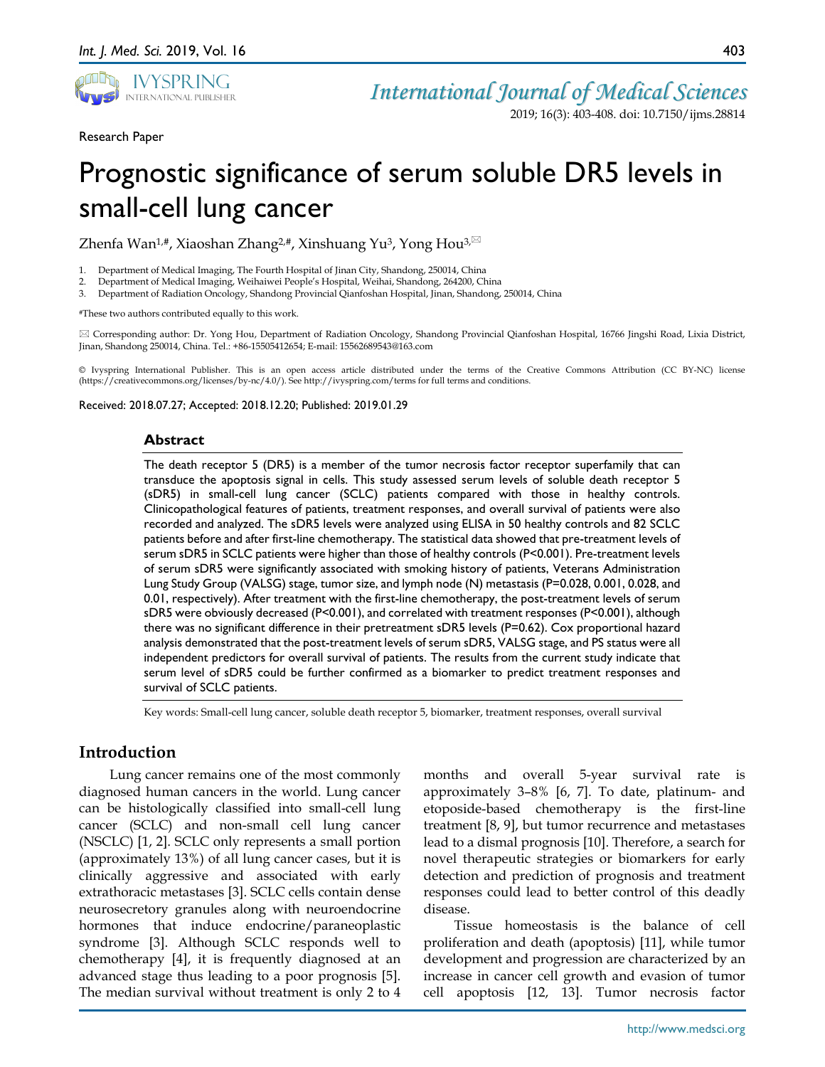Research Paper

# Prognostic significance of serum soluble DR5 levels in small-cell lung cancer

Zhenfa Wan[1,#], Xiaoshan Zhang[2,#], Xinshuang Yu[3], Yong Hou[3,✉]

1. Department of Medical Imaging, The Fourth Hospital of Jinan City, Shandong, 250014, China
2. Department of Medical Imaging, Weihaiwei People's Hospital, Weihai, Shandong, 264200, China
3. Department of Radiation Oncology, Shandong Provincial Qianfoshan Hospital, Jinan, Shandong, 250014, China

#These two authors contributed equally to this work.

✉ Corresponding author: Dr. Yong Hou, Department of Radiation Oncology, Shandong Provincial Qianfoshan Hospital, 16766 Jingshi Road, Lixia District, Jinan, Shandong 250014, China. Tel.: +86-15505412654; E-mail: 15562689543@163.com

© Ivyspring International Publisher. This is an open access article distributed under the terms of the Creative Commons Attribution (CC BY-NC) license (https://creativecommons.org/licenses/by-nc/4.0/). See http://ivyspring.com/terms for full terms and conditions.

Received: 2018.07.27; Accepted: 2018.12.20; Published: 2019.01.29

## Abstract

The death receptor 5 (DR5) is a member of the tumor necrosis factor receptor superfamily that can transduce the apoptosis signal in cells. This study assessed serum levels of soluble death receptor 5 (sDR5) in small-cell lung cancer (SCLC) patients compared with those in healthy controls. Clinicopathological features of patients, treatment responses, and overall survival of patients were also recorded and analyzed. The sDR5 levels were analyzed using ELISA in 50 healthy controls and 82 SCLC patients before and after first-line chemotherapy. The statistical data showed that pre-treatment levels of serum sDR5 in SCLC patients were higher than those of healthy controls ($P<0.001$). Pre-treatment levels of serum sDR5 were significantly associated with smoking history of patients, Veterans Administration Lung Study Group (VALSG) stage, tumor size, and lymph node (N) metastasis ($P=0.028$, 0.001, 0.028, and 0.01, respectively). After treatment with the first-line chemotherapy, the post-treatment levels of serum sDR5 were obviously decreased ($P<0.001$), and correlated with treatment responses ($P<0.001$), although there was no significant difference in their pretreatment sDR5 levels ($P=0.62$). Cox proportional hazard analysis demonstrated that the post-treatment levels of serum sDR5, VALSG stage, and PS status were all independent predictors for overall survival of patients. The results from the current study indicate that serum level of sDR5 could be further confirmed as a biomarker to predict treatment responses and survival of SCLC patients.

Key words: Small-cell lung cancer, soluble death receptor 5, biomarker, treatment responses, overall survival

## Introduction

Lung cancer remains one of the most commonly diagnosed human cancers in the world. Lung cancer can be histologically classified into small-cell lung cancer (SCLC) and non-small cell lung cancer (NSCLC) [1, 2]. SCLC only represents a small portion (approximately 13%) of all lung cancer cases, but it is clinically aggressive and associated with early extrathoracic metastases [3]. SCLC cells contain dense neurosecretory granules along with neuroendocrine hormones that induce endocrine/paraneoplastic syndrome [3]. Although SCLC responds well to chemotherapy [4], it is frequently diagnosed at an advanced stage thus leading to a poor prognosis [5]. The median survival without treatment is only 2 to 4 months and overall 5-year survival rate is approximately 3–8% [6, 7]. To date, platinum- and etoposide-based chemotherapy is the first-line treatment [8, 9], but tumor recurrence and metastases lead to a dismal prognosis [10]. Therefore, a search for novel therapeutic strategies or biomarkers for early detection and prediction of prognosis and treatment responses could lead to better control of this deadly disease.

Tissue homeostasis is the balance of cell proliferation and death (apoptosis) [11], while tumor development and progression are characterized by an increase in cancer cell growth and evasion of tumor cell apoptosis [12, 13]. Tumor necrosis factor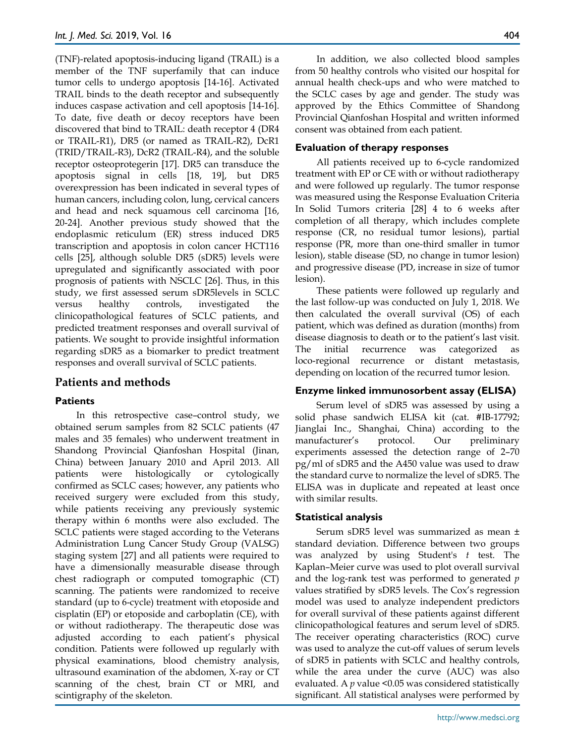(TNF)-related apoptosis-inducing ligand (TRAIL) is a member of the TNF superfamily that can induce tumor cells to undergo apoptosis [14-16]. Activated TRAIL binds to the death receptor and subsequently induces caspase activation and cell apoptosis [14-16]. To date, five death or decoy receptors have been discovered that bind to TRAIL: death receptor 4 (DR4 or TRAIL-R1), DR5 (or named as TRAIL-R2), DcR1 (TRID/TRAIL-R3), DcR2 (TRAIL-R4), and the soluble receptor osteoprotegerin [17]. DR5 can transduce the apoptosis signal in cells [18, 19], but DR5 overexpression has been indicated in several types of human cancers, including colon, lung, cervical cancers and head and neck squamous cell carcinoma [16, 20-24]. Another previous study showed that the endoplasmic reticulum (ER) stress induced DR5 transcription and apoptosis in colon cancer HCT116 cells [25], although soluble DR5 (sDR5) levels were upregulated and significantly associated with poor prognosis of patients with NSCLC [26]. Thus, in this study, we first assessed serum sDR5levels in SCLC versus healthy controls, investigated the clinicopathological features of SCLC patients, and predicted treatment responses and overall survival of patients. We sought to provide insightful information regarding sDR5 as a biomarker to predict treatment responses and overall survival of SCLC patients.

## Patients and methods

### Patients

In this retrospective case–control study, we obtained serum samples from 82 SCLC patients (47 males and 35 females) who underwent treatment in Shandong Provincial Qianfoshan Hospital (Jinan, China) between January 2010 and April 2013. All patients were histologically or cytologically confirmed as SCLC cases; however, any patients who received surgery were excluded from this study, while patients receiving any previously systemic therapy within 6 months were also excluded. The SCLC patients were staged according to the Veterans Administration Lung Cancer Study Group (VALSG) staging system [27] and all patients were required to have a dimensionally measurable disease through chest radiograph or computed tomographic (CT) scanning. The patients were randomized to receive standard (up to 6-cycle) treatment with etoposide and cisplatin (EP) or etoposide and carboplatin (CE), with or without radiotherapy. The therapeutic dose was adjusted according to each patient's physical condition. Patients were followed up regularly with physical examinations, blood chemistry analysis, ultrasound examination of the abdomen, X-ray or CT scanning of the chest, brain CT or MRI, and scintigraphy of the skeleton.

In addition, we also collected blood samples from 50 healthy controls who visited our hospital for annual health check-ups and who were matched to the SCLC cases by age and gender. The study was approved by the Ethics Committee of Shandong Provincial Qianfoshan Hospital and written informed consent was obtained from each patient.

### Evaluation of therapy responses

All patients received up to 6-cycle randomized treatment with EP or CE with or without radiotherapy and were followed up regularly. The tumor response was measured using the Response Evaluation Criteria In Solid Tumors criteria [28] 4 to 6 weeks after completion of all therapy, which includes complete response (CR, no residual tumor lesions), partial response (PR, more than one-third smaller in tumor lesion), stable disease (SD, no change in tumor lesion) and progressive disease (PD, increase in size of tumor lesion).

These patients were followed up regularly and the last follow-up was conducted on July 1, 2018. We then calculated the overall survival (OS) of each patient, which was defined as duration (months) from disease diagnosis to death or to the patient's last visit. The initial recurrence was categorized as loco-regional recurrence or distant metastasis, depending on location of the recurred tumor lesion.

### Enzyme linked immunosorbent assay (ELISA)

Serum level of sDR5 was assessed by using a solid phase sandwich ELISA kit (cat. #IB-17792; Jianglai Inc., Shanghai, China) according to the manufacturer's protocol. Our preliminary experiments assessed the detection range of 2–70 pg/ml of sDR5 and the A450 value was used to draw the standard curve to normalize the level of sDR5. The ELISA was in duplicate and repeated at least once with similar results.

### Statistical analysis

Serum sDR5 level was summarized as mean ± standard deviation. Difference between two groups was analyzed by using Student's *t* test. The Kaplan–Meier curve was used to plot overall survival and the log-rank test was performed to generated *p* values stratified by sDR5 levels. The Cox's regression model was used to analyze independent predictors for overall survival of these patients against different clinicopathological features and serum level of sDR5. The receiver operating characteristics (ROC) curve was used to analyze the cut-off values of serum levels of sDR5 in patients with SCLC and healthy controls, while the area under the curve (AUC) was also evaluated. A $p$ value <0.05 was considered statistically significant. All statistical analyses were performed by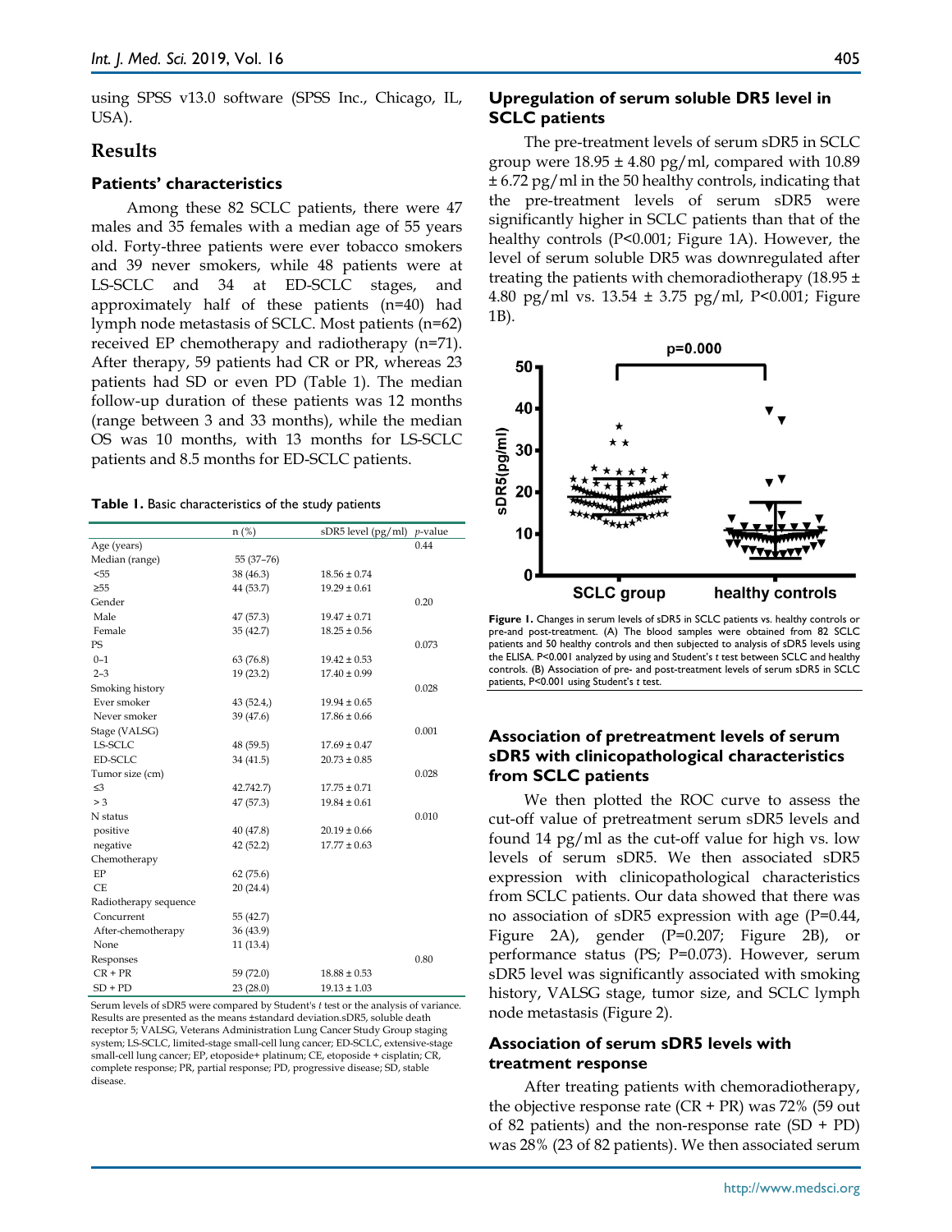using SPSS v13.0 software (SPSS Inc., Chicago, IL, USA).

## Results

### Patients' characteristics

Among these 82 SCLC patients, there were 47 males and 35 females with a median age of 55 years old. Forty-three patients were ever tobacco smokers and 39 never smokers, while 48 patients were at LS-SCLC and 34 at ED-SCLC stages, and approximately half of these patients (n=40) had lymph node metastasis of SCLC. Most patients (n=62) received EP chemotherapy and radiotherapy (n=71). After therapy, 59 patients had CR or PR, whereas 23 patients had SD or even PD (Table 1). The median follow-up duration of these patients was 12 months (range between 3 and 33 months), while the median OS was 10 months, with 13 months for LS-SCLC patients and 8.5 months for ED-SCLC patients.

**Table 1.** Basic characteristics of the study patients

| | n (%) | sDR5 level (pg/ml) | *p*-value |
|---|---|---|---|
| Age (years) | | | 0.44 |
| Median (range) | 55 (37–76) | | |
| <55 | 38 (46.3) | 18.56 ± 0.74 | |
| ≥55 | 44 (53.7) | 19.29 ± 0.61 | |
| Gender | | | 0.20 |
| Male | 47 (57.3) | 19.47 ± 0.71 | |
| Female | 35 (42.7) | 18.25 ± 0.56 | |
| PS | | | 0.073 |
| 0–1 | 63 (76.8) | 19.42 ± 0.53 | |
| 2–3 | 19 (23.2) | 17.40 ± 0.99 | |
| Smoking history | | | 0.028 |
| Ever smoker | 43 (52.4,) | 19.94 ± 0.65 | |
| Never smoker | 39 (47.6) | 17.86 ± 0.66 | |
| Stage (VALSG) | | | 0.001 |
| LS-SCLC | 48 (59.5) | 17.69 ± 0.47 | |
| ED-SCLC | 34 (41.5) | 20.73 ± 0.85 | |
| Tumor size (cm) | | | 0.028 |
| ≤3 | 42.742.7) | 17.75 ± 0.71 | |
| > 3 | 47 (57.3) | 19.84 ± 0.61 | |
| N status | | | 0.010 |
| positive | 40 (47.8) | 20.19 ± 0.66 | |
| negative | 42 (52.2) | 17.77 ± 0.63 | |
| Chemotherapy | | | |
| EP | 62 (75.6) | | |
| CE | 20 (24.4) | | |
| Radiotherapy sequence | | | |
| Concurrent | 55 (42.7) | | |
| After-chemotherapy | 36 (43.9) | | |
| None | 11 (13.4) | | |
| Responses | | | 0.80 |
| CR + PR | 59 (72.0) | 18.88 ± 0.53 | |
| SD + PD | 23 (28.0) | 19.13 ± 1.03 | |

Serum levels of sDR5 were compared by Student's *t* test or the analysis of variance. Results are presented as the means ±standard deviation.sDR5, soluble death receptor 5; VALSG, Veterans Administration Lung Cancer Study Group staging system; LS-SCLC, limited-stage small-cell lung cancer; ED-SCLC, extensive-stage small-cell lung cancer; EP, etoposide+ platinum; CE, etoposide + cisplatin; CR, complete response; PR, partial response; PD, progressive disease; SD, stable disease.

### Upregulation of serum soluble DR5 level in SCLC patients

The pre-treatment levels of serum sDR5 in SCLC group were 18.95 ± 4.80 pg/ml, compared with 10.89 ± 6.72 pg/ml in the 50 healthy controls, indicating that the pre-treatment levels of serum sDR5 were significantly higher in SCLC patients than that of the healthy controls (P<0.001; Figure 1A). However, the level of serum soluble DR5 was downregulated after treating the patients with chemoradiotherapy (18.95 ± 4.80 pg/ml vs. 13.54 ± 3.75 pg/ml, P<0.001; Figure 1B).

**Figure 1.** Changes in serum levels of sDR5 in SCLC patients vs. healthy controls or pre-and post-treatment. (A) The blood samples were obtained from 82 SCLC patients and 50 healthy controls and then subjected to analysis of sDR5 levels using the ELISA. P<0.001 analyzed by using and Student's *t* test between SCLC and healthy controls. (B) Association of pre- and post-treatment levels of serum sDR5 in SCLC patients, P<0.001 using Student's *t* test.

### Association of pretreatment levels of serum sDR5 with clinicopathological characteristics from SCLC patients

We then plotted the ROC curve to assess the cut-off value of pretreatment serum sDR5 levels and found 14 pg/ml as the cut-off value for high vs. low levels of serum sDR5. We then associated sDR5 expression with clinicopathological characteristics from SCLC patients. Our data showed that there was no association of sDR5 expression with age (P=0.44, Figure 2A), gender (P=0.207; Figure 2B), or performance status (PS; P=0.073). However, serum sDR5 level was significantly associated with smoking history, VALSG stage, tumor size, and SCLC lymph node metastasis (Figure 2).

### Association of serum sDR5 levels with treatment response

After treating patients with chemoradiotherapy, the objective response rate (CR + PR) was 72% (59 out of 82 patients) and the non-response rate (SD + PD) was 28% (23 of 82 patients). We then associated serum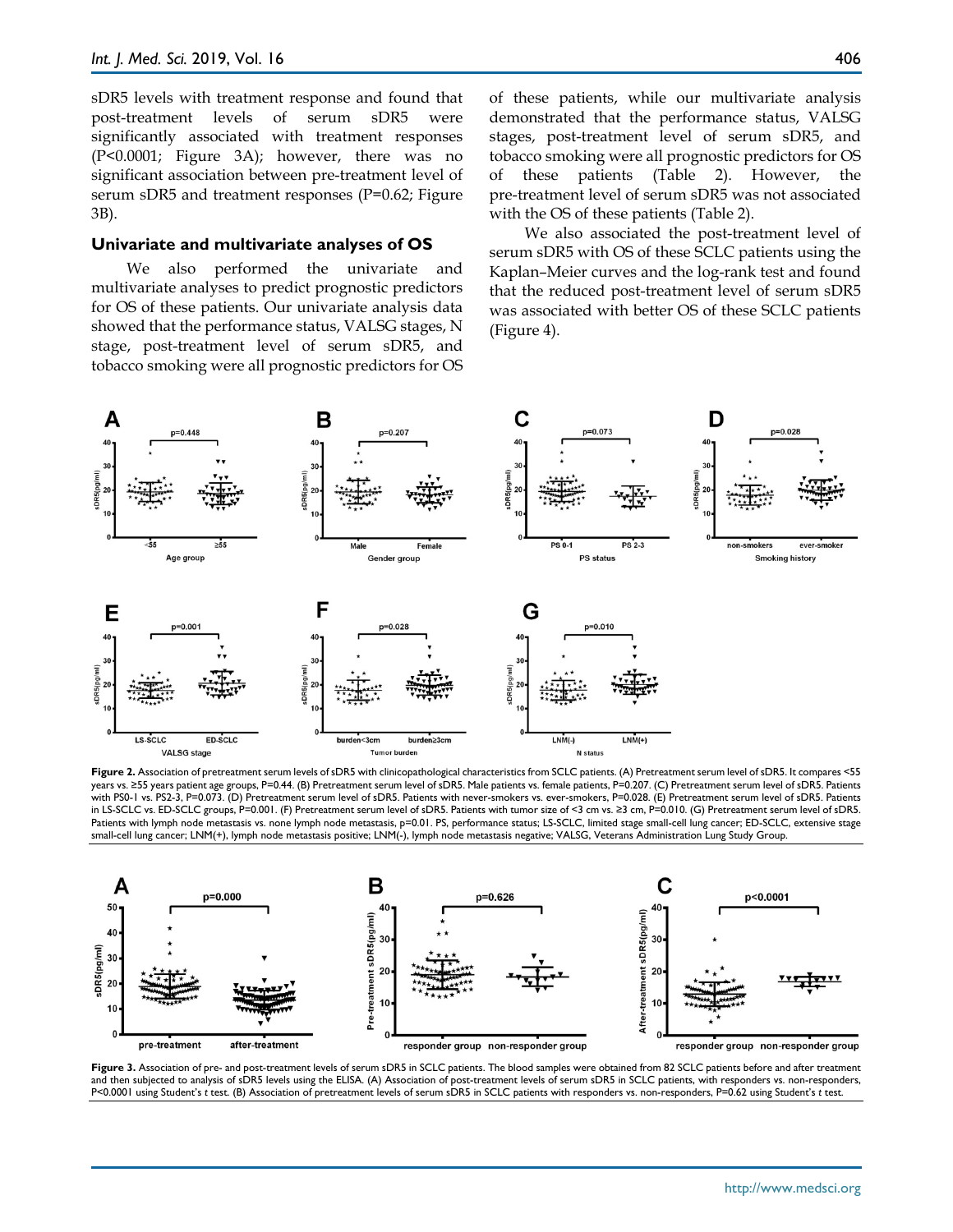sDR5 levels with treatment response and found that post-treatment levels of serum sDR5 were significantly associated with treatment responses (P<0.0001; Figure 3A); however, there was no significant association between pre-treatment level of serum sDR5 and treatment responses (P=0.62; Figure 3B).

### Univariate and multivariate analyses of OS

We also performed the univariate and multivariate analyses to predict prognostic predictors for OS of these patients. Our univariate analysis data showed that the performance status, VALSG stages, N stage, post-treatment level of serum sDR5, and tobacco smoking were all prognostic predictors for OS of these patients, while our multivariate analysis demonstrated that the performance status, VALSG stages, post-treatment level of serum sDR5, and tobacco smoking were all prognostic predictors for OS of these patients (Table 2). However, the pre-treatment level of serum sDR5 was not associated with the OS of these patients (Table 2).

We also associated the post-treatment level of serum sDR5 with OS of these SCLC patients using the Kaplan–Meier curves and the log-rank test and found that the reduced post-treatment level of serum sDR5 was associated with better OS of these SCLC patients (Figure 4).

**Figure 2.** Association of pretreatment serum levels of sDR5 with clinicopathological characteristics from SCLC patients. (A) Pretreatment serum level of sDR5. It compares <55 years vs. ≥55 years patient age groups, P=0.44. (B) Pretreatment serum level of sDR5. Male patients vs. female patients, P=0.207. (C) Pretreatment serum level of sDR5. Patients with PS0-1 vs. PS2-3, P=0.073. (D) Pretreatment serum level of sDR5. Patients with never-smokers vs. ever-smokers, P=0.028. (E) Pretreatment serum level of sDR5. Patients in LS-SCLC vs. ED-SCLC groups, P=0.001. (F) Pretreatment serum level of sDR5. Patients with tumor size of <3 cm vs. ≥3 cm, P=0.010. (G) Pretreatment serum level of sDR5. Patients with lymph node metastasis vs. none lymph node metastasis, p=0.01. PS, performance status; LS-SCLC, limited stage small-cell lung cancer; ED-SCLC, extensive stage small-cell lung cancer; LNM(+), lymph node metastasis positive; LNM(-), lymph node metastasis negative; VALSG, Veterans Administration Lung Study Group.

**Figure 3.** Association of pre- and post-treatment levels of serum sDR5 in SCLC patients. The blood samples were obtained from 82 SCLC patients before and after treatment and then subjected to analysis of sDR5 levels using the ELISA. (A) Association of post-treatment levels of serum sDR5 in SCLC patients, with responders vs. non-responders, P<0.0001 using Student's *t* test. (B) Association of pretreatment levels of serum sDR5 in SCLC patients with responders vs. non-responders, P=0.62 using Student's *t* test.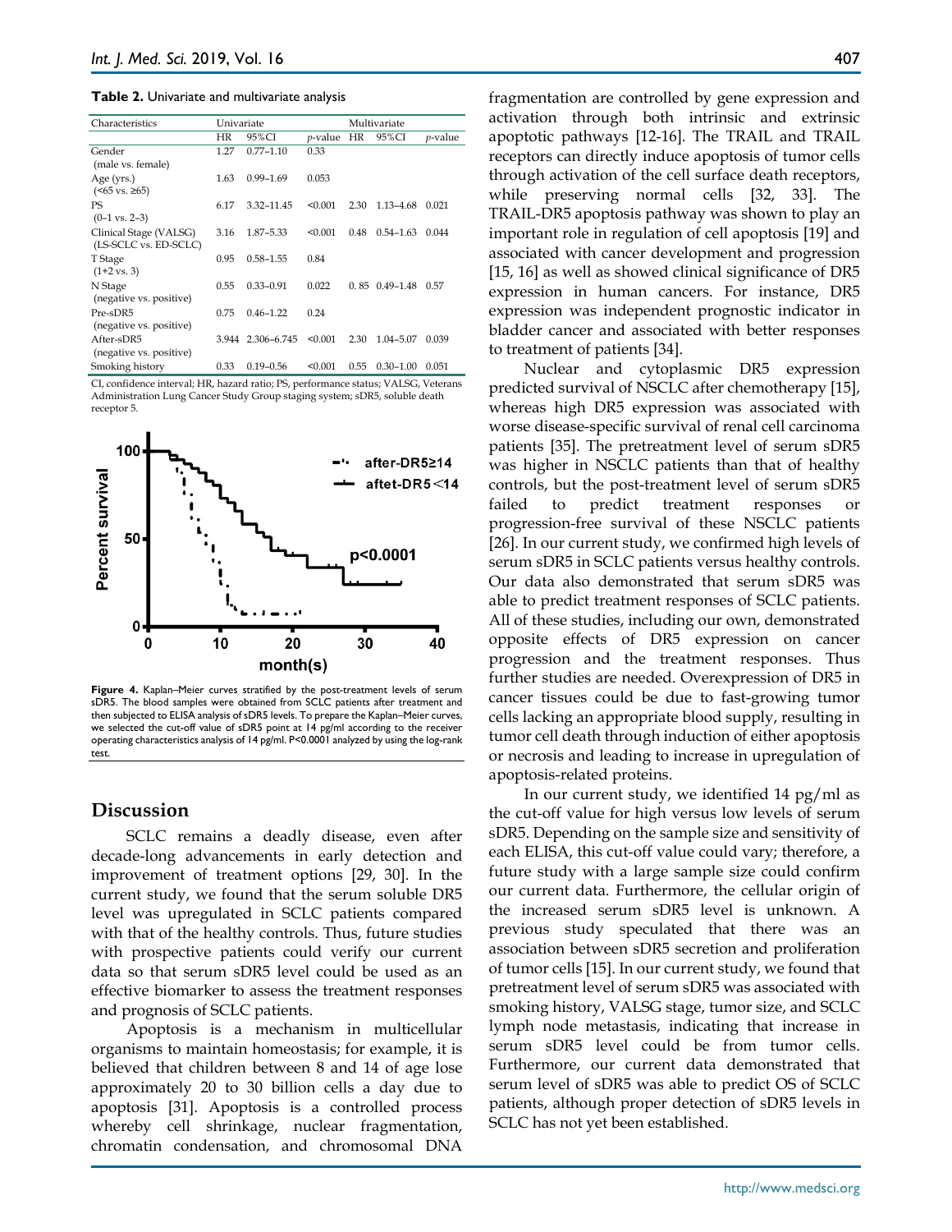**Table 2.** Univariate and multivariate analysis

| Characteristics | Univariate | | | Multivariate | | |
|---|---|---|---|---|---|---|
| | HR | 95%CI | *p*-value | HR | 95%CI | *p*-value |
| Gender (male vs. female) | 1.27 | 0.77–1.10 | 0.33 | | | |
| Age (yrs.) (<65 vs. ≥65) | 1.63 | 0.99–1.69 | 0.053 | | | |
| PS (0–1 vs. 2–3) | 6.17 | 3.32–11.45 | <0.001 | 2.30 | 1.13–4.68 | 0.021 |
| Clinical Stage (VALSG) (LS-SCLC vs. ED-SCLC) | 3.16 | 1.87–5.33 | <0.001 | 0.48 | 0.54–1.63 | 0.044 |
| T Stage (1+2 vs. 3) | 0.95 | 0.58–1.55 | 0.84 | | | |
| N Stage (negative vs. positive) | 0.55 | 0.33–0.91 | 0.022 | 0. 85 | 0.49–1.48 | 0.57 |
| Pre-sDR5 (negative vs. positive) | 0.75 | 0.46–1.22 | 0.24 | | | |
| After-sDR5 (negative vs. positive) | 3.944 | 2.306–6.745 | <0.001 | 2.30 | 1.04–5.07 | 0.039 |
| Smoking history | 0.33 | 0.19–0.56 | <0.001 | 0.55 | 0.30–1.00 | 0.051 |

CI, confidence interval; HR, hazard ratio; PS, performance status; VALSG, Veterans Administration Lung Cancer Study Group staging system; sDR5, soluble death receptor 5.

**Figure 4.** Kaplan–Meier curves stratified by the post-treatment levels of serum sDR5. The blood samples were obtained from SCLC patients after treatment and then subjected to ELISA analysis of sDR5 levels. To prepare the Kaplan–Meier curves, we selected the cut-off value of sDR5 point at 14 pg/ml according to the receiver operating characteristics analysis of 14 pg/ml. P<0.0001 analyzed by using the log-rank test.

## Discussion

SCLC remains a deadly disease, even after decade-long advancements in early detection and improvement of treatment options [29, 30]. In the current study, we found that the serum soluble DR5 level was upregulated in SCLC patients compared with that of the healthy controls. Thus, future studies with prospective patients could verify our current data so that serum sDR5 level could be used as an effective biomarker to assess the treatment responses and prognosis of SCLC patients.

Apoptosis is a mechanism in multicellular organisms to maintain homeostasis; for example, it is believed that children between 8 and 14 of age lose approximately 20 to 30 billion cells a day due to apoptosis [31]. Apoptosis is a controlled process whereby cell shrinkage, nuclear fragmentation, chromatin condensation, and chromosomal DNA fragmentation are controlled by gene expression and activation through both intrinsic and extrinsic apoptotic pathways [12-16]. The TRAIL and TRAIL receptors can directly induce apoptosis of tumor cells through activation of the cell surface death receptors, while preserving normal cells [32, 33]. The TRAIL-DR5 apoptosis pathway was shown to play an important role in regulation of cell apoptosis [19] and associated with cancer development and progression [15, 16] as well as showed clinical significance of DR5 expression in human cancers. For instance, DR5 expression was independent prognostic indicator in bladder cancer and associated with better responses to treatment of patients [34].

Nuclear and cytoplasmic DR5 expression predicted survival of NSCLC after chemotherapy [15], whereas high DR5 expression was associated with worse disease-specific survival of renal cell carcinoma patients [35]. The pretreatment level of serum sDR5 was higher in NSCLC patients than that of healthy controls, but the post-treatment level of serum sDR5 failed to predict treatment responses or progression-free survival of these NSCLC patients [26]. In our current study, we confirmed high levels of serum sDR5 in SCLC patients versus healthy controls. Our data also demonstrated that serum sDR5 was able to predict treatment responses of SCLC patients. All of these studies, including our own, demonstrated opposite effects of DR5 expression on cancer progression and the treatment responses. Thus further studies are needed. Overexpression of DR5 in cancer tissues could be due to fast-growing tumor cells lacking an appropriate blood supply, resulting in tumor cell death through induction of either apoptosis or necrosis and leading to increase in upregulation of apoptosis-related proteins.

In our current study, we identified 14 pg/ml as the cut-off value for high versus low levels of serum sDR5. Depending on the sample size and sensitivity of each ELISA, this cut-off value could vary; therefore, a future study with a large sample size could confirm our current data. Furthermore, the cellular origin of the increased serum sDR5 level is unknown. A previous study speculated that there was an association between sDR5 secretion and proliferation of tumor cells [15]. In our current study, we found that pretreatment level of serum sDR5 was associated with smoking history, VALSG stage, tumor size, and SCLC lymph node metastasis, indicating that increase in serum sDR5 level could be from tumor cells. Furthermore, our current data demonstrated that serum level of sDR5 was able to predict OS of SCLC patients, although proper detection of sDR5 levels in SCLC has not yet been established.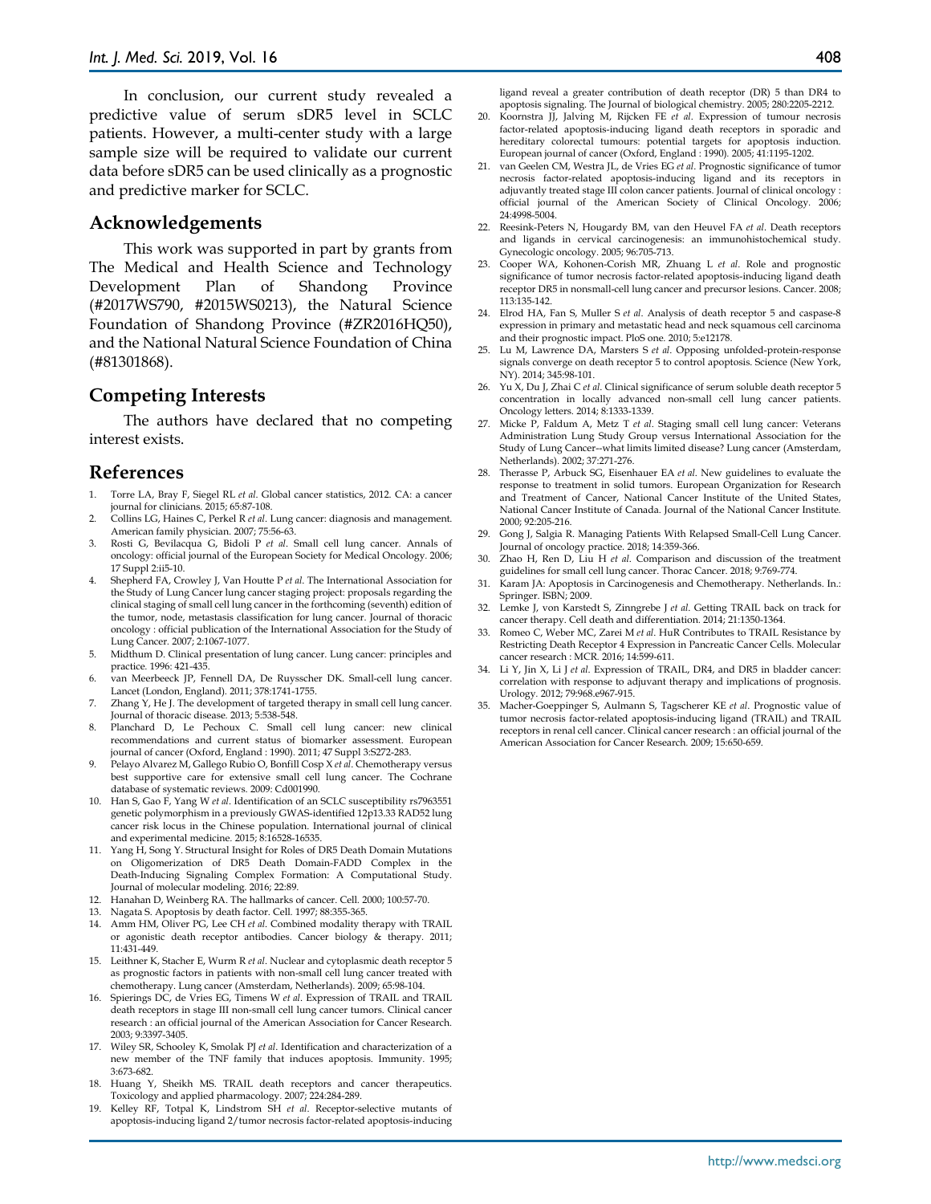In conclusion, our current study revealed a predictive value of serum sDR5 level in SCLC patients. However, a multi-center study with a large sample size will be required to validate our current data before sDR5 can be used clinically as a prognostic and predictive marker for SCLC.

## Acknowledgements

This work was supported in part by grants from The Medical and Health Science and Technology Development Plan of Shandong Province (#2017WS790, #2015WS0213), the Natural Science Foundation of Shandong Province (#ZR2016HQ50), and the National Natural Science Foundation of China (#81301868).

## Competing Interests

The authors have declared that no competing interest exists.

## References

1. Torre LA, Bray F, Siegel RL *et al*. Global cancer statistics, 2012. CA: a cancer journal for clinicians. 2015; 65:87-108.
2. Collins LG, Haines C, Perkel R *et al*. Lung cancer: diagnosis and management. American family physician. 2007; 75:56-63.
3. Rosti G, Bevilacqua G, Bidoli P *et al*. Small cell lung cancer. Annals of oncology: official journal of the European Society for Medical Oncology. 2006; 17 Suppl 2:ii5-10.
4. Shepherd FA, Crowley J, Van Houtte P *et al*. The International Association for the Study of Lung Cancer lung cancer staging project: proposals regarding the clinical staging of small cell lung cancer in the forthcoming (seventh) edition of the tumor, node, metastasis classification for lung cancer. Journal of thoracic oncology : official publication of the International Association for the Study of Lung Cancer. 2007; 2:1067-1077.
5. Midthum D. Clinical presentation of lung cancer. Lung cancer: principles and practice. 1996: 421-435.
6. van Meerbeeck JP, Fennell DA, De Ruysscher DK. Small-cell lung cancer. Lancet (London, England). 2011; 378:1741-1755.
7. Zhang Y, He J. The development of targeted therapy in small cell lung cancer. Journal of thoracic disease. 2013; 5:538-548.
8. Planchard D, Le Pechoux C. Small cell lung cancer: new clinical recommendations and current status of biomarker assessment. European journal of cancer (Oxford, England : 1990). 2011; 47 Suppl 3:S272-283.
9. Pelayo Alvarez M, Gallego Rubio O, Bonfill Cosp X *et al*. Chemotherapy versus best supportive care for extensive small cell lung cancer. The Cochrane database of systematic reviews. 2009: Cd001990.
10. Han S, Gao F, Yang W *et al*. Identification of an SCLC susceptibility rs7963551 genetic polymorphism in a previously GWAS-identified 12p13.33 RAD52 lung cancer risk locus in the Chinese population. International journal of clinical and experimental medicine. 2015; 8:16528-16535.
11. Yang H, Song Y. Structural Insight for Roles of DR5 Death Domain Mutations on Oligomerization of DR5 Death Domain-FADD Complex in the Death-Inducing Signaling Complex Formation: A Computational Study. Journal of molecular modeling. 2016; 22:89.
12. Hanahan D, Weinberg RA. The hallmarks of cancer. Cell. 2000; 100:57-70.
13. Nagata S. Apoptosis by death factor. Cell. 1997; 88:355-365.
14. Amm HM, Oliver PG, Lee CH *et al*. Combined modality therapy with TRAIL or agonistic death receptor antibodies. Cancer biology & therapy. 2011; 11:431-449.
15. Leithner K, Stacher E, Wurm R *et al*. Nuclear and cytoplasmic death receptor 5 as prognostic factors in patients with non-small cell lung cancer treated with chemotherapy. Lung cancer (Amsterdam, Netherlands). 2009; 65:98-104.
16. Spierings DC, de Vries EG, Timens W *et al*. Expression of TRAIL and TRAIL death receptors in stage III non-small cell lung cancer tumors. Clinical cancer research : an official journal of the American Association for Cancer Research. 2003; 9:3397-3405.
17. Wiley SR, Schooley K, Smolak PJ *et al*. Identification and characterization of a new member of the TNF family that induces apoptosis. Immunity. 1995; 3:673-682.
18. Huang Y, Sheikh MS. TRAIL death receptors and cancer therapeutics. Toxicology and applied pharmacology. 2007; 224:284-289.
19. Kelley RF, Totpal K, Lindstrom SH *et al*. Receptor-selective mutants of apoptosis-inducing ligand 2/tumor necrosis factor-related apoptosis-inducing ligand reveal a greater contribution of death receptor (DR) 5 than DR4 to apoptosis signaling. The Journal of biological chemistry. 2005; 280:2205-2212.
20. Koornstra JJ, Jalving M, Rijcken FE *et al*. Expression of tumour necrosis factor-related apoptosis-inducing ligand death receptors in sporadic and hereditary colorectal tumours: potential targets for apoptosis induction. European journal of cancer (Oxford, England : 1990). 2005; 41:1195-1202.
21. van Geelen CM, Westra JL, de Vries EG *et al*. Prognostic significance of tumor necrosis factor-related apoptosis-inducing ligand and its receptors in adjuvantly treated stage III colon cancer patients. Journal of clinical oncology : official journal of the American Society of Clinical Oncology. 2006; 24:4998-5004.
22. Reesink-Peters N, Hougardy BM, van den Heuvel FA *et al*. Death receptors and ligands in cervical carcinogenesis: an immunohistochemical study. Gynecologic oncology. 2005; 96:705-713.
23. Cooper WA, Kohonen-Corish MR, Zhuang L *et al*. Role and prognostic significance of tumor necrosis factor-related apoptosis-inducing ligand death receptor DR5 in nonsmall-cell lung cancer and precursor lesions. Cancer. 2008; 113:135-142.
24. Elrod HA, Fan S, Muller S *et al*. Analysis of death receptor 5 and caspase-8 expression in primary and metastatic head and neck squamous cell carcinoma and their prognostic impact. PloS one. 2010; 5:e12178.
25. Lu M, Lawrence DA, Marsters S *et al*. Opposing unfolded-protein-response signals converge on death receptor 5 to control apoptosis. Science (New York, NY). 2014; 345:98-101.
26. Yu X, Du J, Zhai C *et al*. Clinical significance of serum soluble death receptor 5 concentration in locally advanced non-small cell lung cancer patients. Oncology letters. 2014; 8:1333-1339.
27. Micke P, Faldum A, Metz T *et al*. Staging small cell lung cancer: Veterans Administration Lung Study Group versus International Association for the Study of Lung Cancer--what limits limited disease? Lung cancer (Amsterdam, Netherlands). 2002; 37:271-276.
28. Therasse P, Arbuck SG, Eisenhauer EA *et al*. New guidelines to evaluate the response to treatment in solid tumors. European Organization for Research and Treatment of Cancer, National Cancer Institute of the United States, National Cancer Institute of Canada. Journal of the National Cancer Institute. 2000; 92:205-216.
29. Gong J, Salgia R. Managing Patients With Relapsed Small-Cell Lung Cancer. Journal of oncology practice. 2018; 14:359-366.
30. Zhao H, Ren D, Liu H *et al*. Comparison and discussion of the treatment guidelines for small cell lung cancer. Thorac Cancer. 2018; 9:769-774.
31. Karam JA: Apoptosis in Carcinogenesis and Chemotherapy. Netherlands. In.: Springer. ISBN; 2009.
32. Lemke J, von Karstedt S, Zinngrebe J *et al*. Getting TRAIL back on track for cancer therapy. Cell death and differentiation. 2014; 21:1350-1364.
33. Romeo C, Weber MC, Zarei M *et al*. HuR Contributes to TRAIL Resistance by Restricting Death Receptor 4 Expression in Pancreatic Cancer Cells. Molecular cancer research : MCR. 2016; 14:599-611.
34. Li Y, Jin X, Li J *et al*. Expression of TRAIL, DR4, and DR5 in bladder cancer: correlation with response to adjuvant therapy and implications of prognosis. Urology. 2012; 79:968.e967-915.
35. Macher-Goeppinger S, Aulmann S, Tagscherer KE *et al*. Prognostic value of tumor necrosis factor-related apoptosis-inducing ligand (TRAIL) and TRAIL receptors in renal cell cancer. Clinical cancer research : an official journal of the American Association for Cancer Research. 2009; 15:650-659.